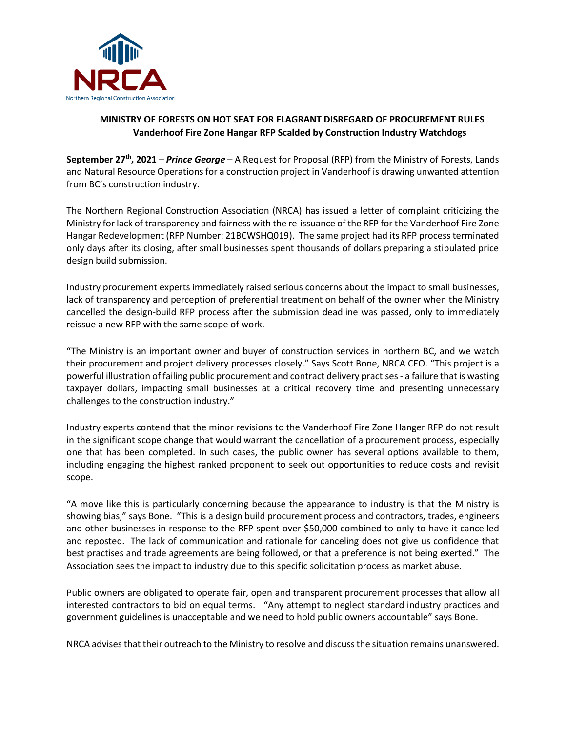NRCA

Northern Regional Construction Association

**MINISTRY OF FORESTS ON HOT SEAT FOR FLAGRANT DISREGARD OF PROCUREMENT RULES**
**Vanderhoof Fire Zone Hangar RFP Scalded by Construction Industry Watchdogs**

**September 27th, 2021** – ***Prince George*** – A Request for Proposal (RFP) from the Ministry of Forests, Lands and Natural Resource Operations for a construction project in Vanderhoof is drawing unwanted attention from BC's construction industry.

The Northern Regional Construction Association (NRCA) has issued a letter of complaint criticizing the Ministry for lack of transparency and fairness with the re-issuance of the RFP for the Vanderhoof Fire Zone Hangar Redevelopment (RFP Number: 21BCWSHQ019). The same project had its RFP process terminated only days after its closing, after small businesses spent thousands of dollars preparing a stipulated price design build submission.

Industry procurement experts immediately raised serious concerns about the impact to small businesses, lack of transparency and perception of preferential treatment on behalf of the owner when the Ministry cancelled the design-build RFP process after the submission deadline was passed, only to immediately reissue a new RFP with the same scope of work.

"The Ministry is an important owner and buyer of construction services in northern BC, and we watch their procurement and project delivery processes closely." Says Scott Bone, NRCA CEO. "This project is a powerful illustration of failing public procurement and contract delivery practises - a failure that is wasting taxpayer dollars, impacting small businesses at a critical recovery time and presenting unnecessary challenges to the construction industry."

Industry experts contend that the minor revisions to the Vanderhoof Fire Zone Hanger RFP do not result in the significant scope change that would warrant the cancellation of a procurement process, especially one that has been completed. In such cases, the public owner has several options available to them, including engaging the highest ranked proponent to seek out opportunities to reduce costs and revisit scope.

"A move like this is particularly concerning because the appearance to industry is that the Ministry is showing bias," says Bone. "This is a design build procurement process and contractors, trades, engineers and other businesses in response to the RFP spent over $50,000 combined to only to have it cancelled and reposted. The lack of communication and rationale for canceling does not give us confidence that best practises and trade agreements are being followed, or that a preference is not being exerted." The Association sees the impact to industry due to this specific solicitation process as market abuse.

Public owners are obligated to operate fair, open and transparent procurement processes that allow all interested contractors to bid on equal terms. "Any attempt to neglect standard industry practices and government guidelines is unacceptable and we need to hold public owners accountable" says Bone.

NRCA advises that their outreach to the Ministry to resolve and discuss the situation remains unanswered.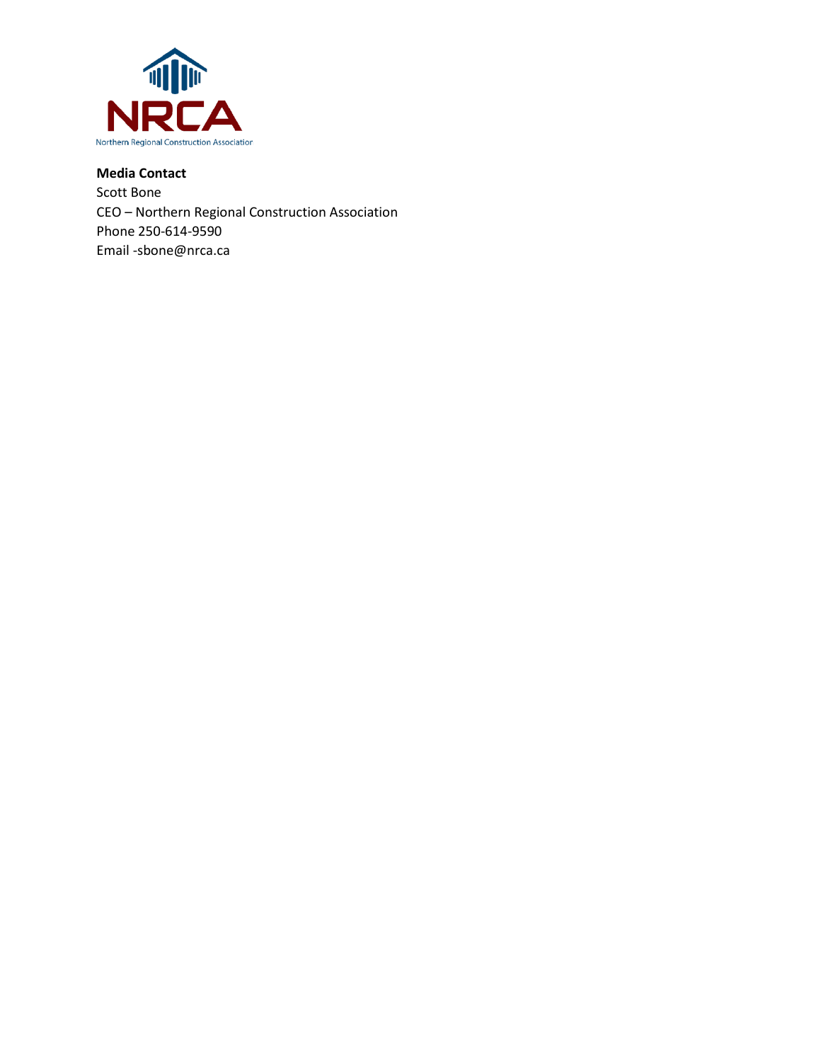NRCA

Northern Regional Construction Association

**Media Contact**
Scott Bone
CEO – Northern Regional Construction Association
Phone 250-614-9590
Email -sbone@nrca.ca